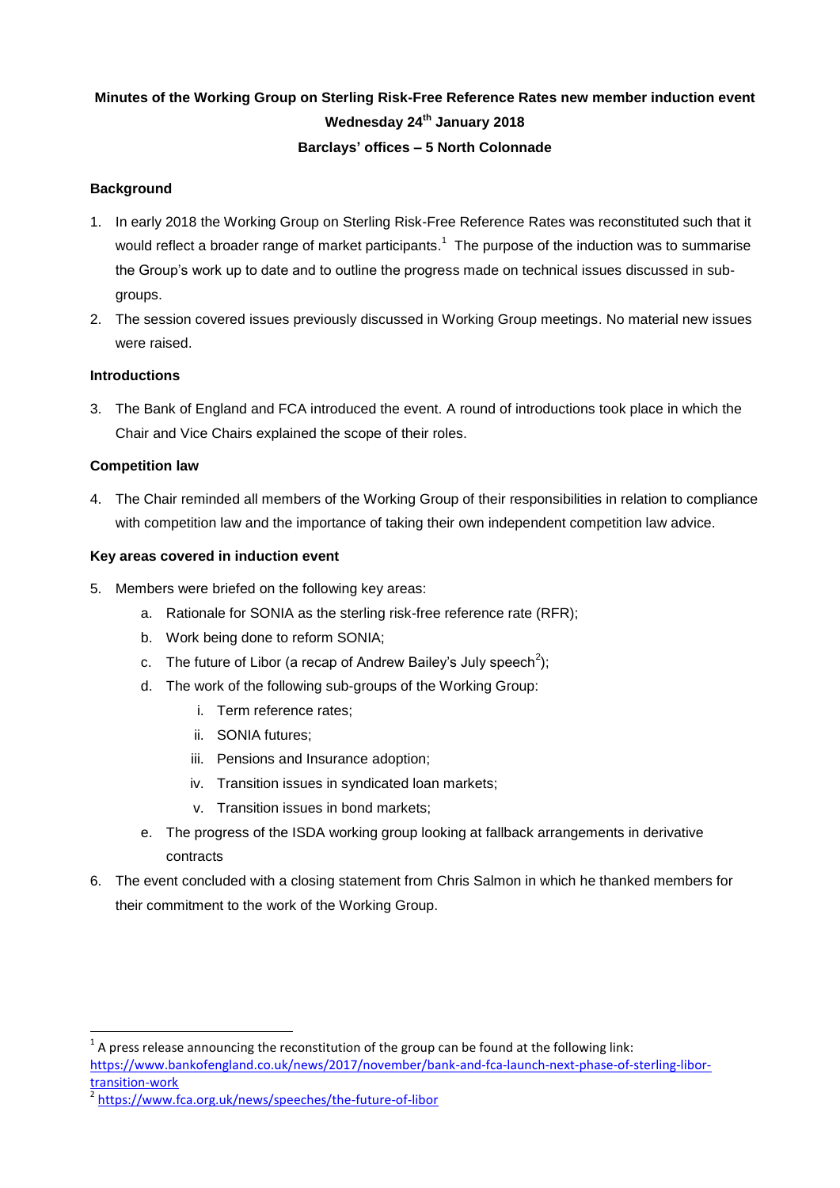**Minutes of the Working Group on Sterling Risk-Free Reference Rates new member induction event Wednesday 24th January 2018**

**Barclays' offices – 5 North Colonnade**

**Background**

1. In early 2018 the Working Group on Sterling Risk-Free Reference Rates was reconstituted such that it would reflect a broader range of market participants.[1] The purpose of the induction was to summarise the Group's work up to date and to outline the progress made on technical issues discussed in sub-groups.
2. The session covered issues previously discussed in Working Group meetings. No material new issues were raised.

**Introductions**

3. The Bank of England and FCA introduced the event. A round of introductions took place in which the Chair and Vice Chairs explained the scope of their roles.

**Competition law**

4. The Chair reminded all members of the Working Group of their responsibilities in relation to compliance with competition law and the importance of taking their own independent competition law advice.

**Key areas covered in induction event**

5. Members were briefed on the following key areas:
   a. Rationale for SONIA as the sterling risk-free reference rate (RFR);
   b. Work being done to reform SONIA;
   c. The future of Libor (a recap of Andrew Bailey's July speech[2]);
   d. The work of the following sub-groups of the Working Group:
      i. Term reference rates;
      ii. SONIA futures;
      iii. Pensions and Insurance adoption;
      iv. Transition issues in syndicated loan markets;
      v. Transition issues in bond markets;
   e. The progress of the ISDA working group looking at fallback arrangements in derivative contracts
6. The event concluded with a closing statement from Chris Salmon in which he thanked members for their commitment to the work of the Working Group.

---

[1] A press release announcing the reconstitution of the group can be found at the following link: https://www.bankofengland.co.uk/news/2017/november/bank-and-fca-launch-next-phase-of-sterling-libor-transition-work

[2] https://www.fca.org.uk/news/speeches/the-future-of-libor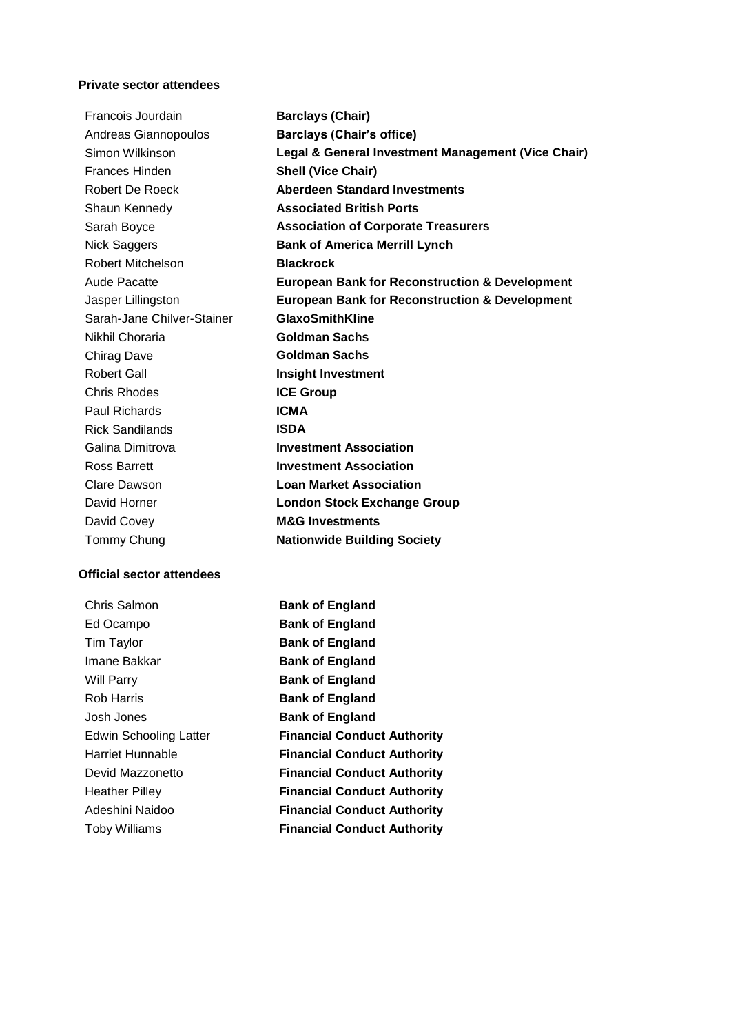**Private sector attendees**

| | |
|---|---|
| Francois Jourdain | **Barclays (Chair)** |
| Andreas Giannopoulos | **Barclays (Chair's office)** |
| Simon Wilkinson | **Legal & General Investment Management (Vice Chair)** |
| Frances Hinden | **Shell (Vice Chair)** |
| Robert De Roeck | **Aberdeen Standard Investments** |
| Shaun Kennedy | **Associated British Ports** |
| Sarah Boyce | **Association of Corporate Treasurers** |
| Nick Saggers | **Bank of America Merrill Lynch** |
| Robert Mitchelson | **Blackrock** |
| Aude Pacatte | **European Bank for Reconstruction & Development** |
| Jasper Lillingston | **European Bank for Reconstruction & Development** |
| Sarah-Jane Chilver-Stainer | **GlaxoSmithKline** |
| Nikhil Choraria | **Goldman Sachs** |
| Chirag Dave | **Goldman Sachs** |
| Robert Gall | **Insight Investment** |
| Chris Rhodes | **ICE Group** |
| Paul Richards | **ICMA** |
| Rick Sandilands | **ISDA** |
| Galina Dimitrova | **Investment Association** |
| Ross Barrett | **Investment Association** |
| Clare Dawson | **Loan Market Association** |
| David Horner | **London Stock Exchange Group** |
| David Covey | **M&G Investments** |
| Tommy Chung | **Nationwide Building Society** |

**Official sector attendees**

| | |
|---|---|
| Chris Salmon | **Bank of England** |
| Ed Ocampo | **Bank of England** |
| Tim Taylor | **Bank of England** |
| Imane Bakkar | **Bank of England** |
| Will Parry | **Bank of England** |
| Rob Harris | **Bank of England** |
| Josh Jones | **Bank of England** |
| Edwin Schooling Latter | **Financial Conduct Authority** |
| Harriet Hunnable | **Financial Conduct Authority** |
| Devid Mazzonetto | **Financial Conduct Authority** |
| Heather Pilley | **Financial Conduct Authority** |
| Adeshini Naidoo | **Financial Conduct Authority** |
| Toby Williams | **Financial Conduct Authority** |